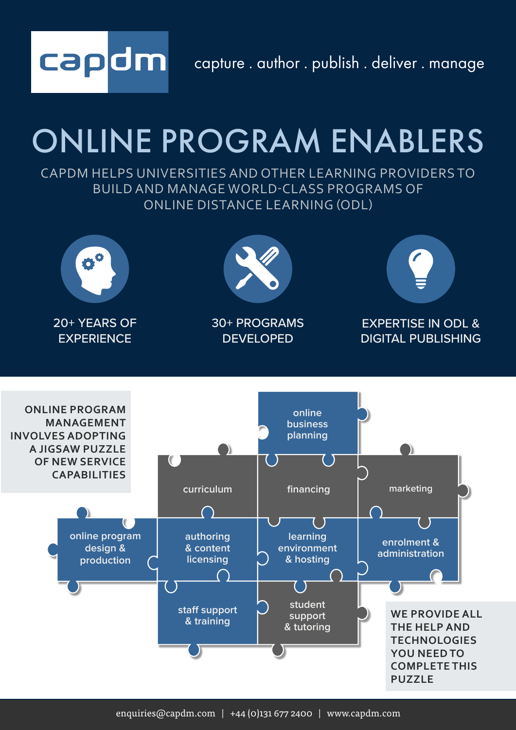capdm

capture . author . publish . deliver . manage

# ONLINE PROGRAM ENABLERS

CAPDM HELPS UNIVERSITIES AND OTHER LEARNING PROVIDERS TO BUILD AND MANAGE WORLD-CLASS PROGRAMS OF ONLINE DISTANCE LEARNING (ODL)

20+ YEARS OF EXPERIENCE

30+ PROGRAMS DEVELOPED

EXPERTISE IN ODL & DIGITAL PUBLISHING

**ONLINE PROGRAM MANAGEMENT INVOLVES ADOPTING A JIGSAW PUZZLE OF NEW SERVICE CAPABILITIES**

- online business planning
- curriculum
- financing
- marketing
- online program design & production
- authoring & content licensing
- learning environment & hosting
- enrolment & administration
- staff support & training
- student support & tutoring

**WE PROVIDE ALL THE HELP AND TECHNOLOGIES YOU NEED TO COMPLETE THIS PUZZLE**

enquiries@capdm.com | +44 (0)131 677 2400 | www.capdm.com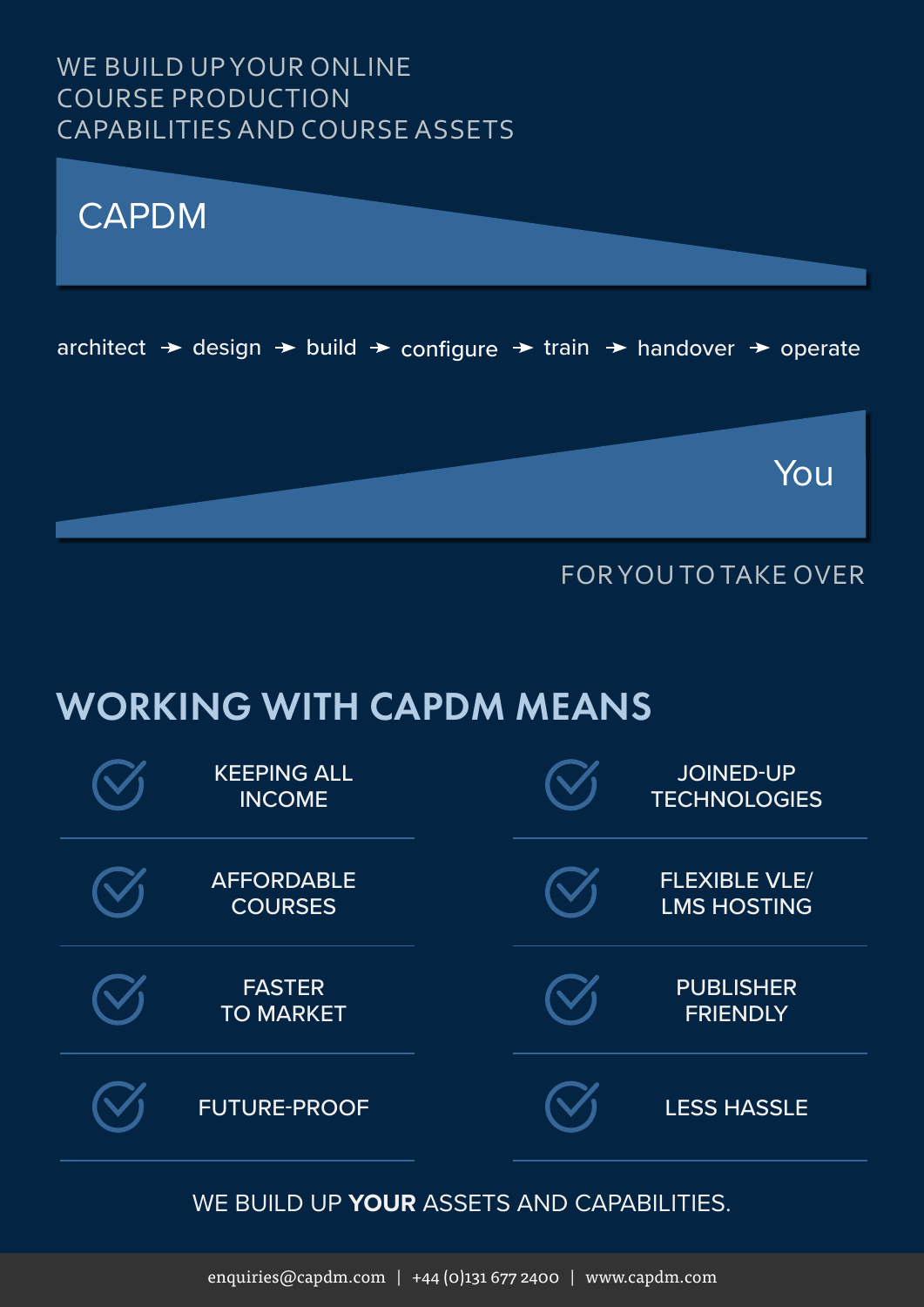WE BUILD UP YOUR ONLINE COURSE PRODUCTION CAPABILITIES AND COURSE ASSETS

CAPDM

architect → design → build → configure → train → handover → operate

You

FOR YOU TO TAKE OVER

## WORKING WITH CAPDM MEANS

- KEEPING ALL INCOME
- JOINED-UP TECHNOLOGIES
- AFFORDABLE COURSES
- FLEXIBLE VLE/ LMS HOSTING
- FASTER TO MARKET
- PUBLISHER FRIENDLY
- FUTURE-PROOF
- LESS HASSLE

WE BUILD UP **YOUR** ASSETS AND CAPABILITIES.

enquiries@capdm.com | +44 (0)131 677 2400 | www.capdm.com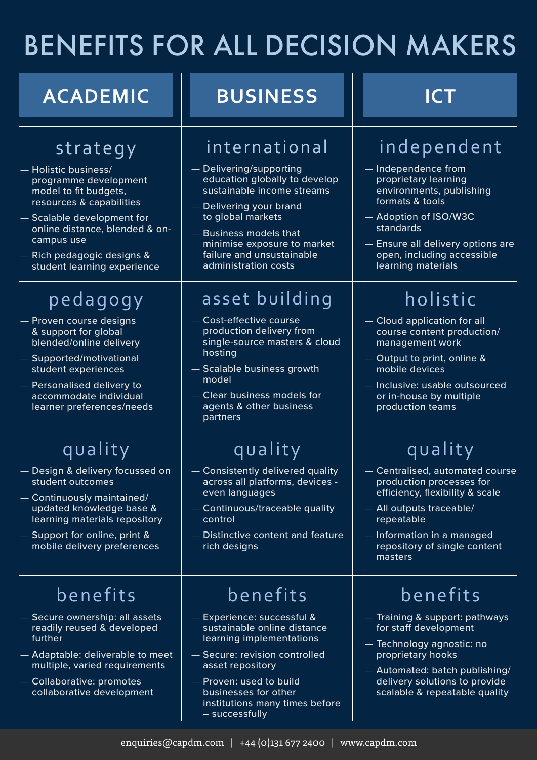# BENEFITS FOR ALL DECISION MAKERS

## ACADEMIC

### strategy

- Holistic business/ programme development model to fit budgets, resources & capabilities
- Scalable development for online distance, blended & on-campus use
- Rich pedagogic designs & student learning experience

### pedagogy

- Proven course designs & support for global blended/online delivery
- Supported/motivational student experiences
- Personalised delivery to accommodate individual learner preferences/needs

### quality

- Design & delivery focussed on student outcomes
- Continuously maintained/ updated knowledge base & learning materials repository
- Support for online, print & mobile delivery preferences

### benefits

- Secure ownership: all assets readily reused & developed further
- Adaptable: deliverable to meet multiple, varied requirements
- Collaborative: promotes collaborative development

## BUSINESS

### international

- Delivering/supporting education globally to develop sustainable income streams
- Delivering your brand to global markets
- Business models that minimise exposure to market failure and unsustainable administration costs

### asset building

- Cost-effective course production delivery from single-source masters & cloud hosting
- Scalable business growth model
- Clear business models for agents & other business partners

### quality

- Consistently delivered quality across all platforms, devices - even languages
- Continuous/traceable quality control
- Distinctive content and feature rich designs

### benefits

- Experience: successful & sustainable online distance learning implementations
- Secure: revision controlled asset repository
- Proven: used to build businesses for other institutions many times before – successfully

## ICT

### independent

- Independence from proprietary learning environments, publishing formats & tools
- Adoption of ISO/W3C standards
- Ensure all delivery options are open, including accessible learning materials

### holistic

- Cloud application for all course content production/ management work
- Output to print, online & mobile devices
- Inclusive: usable outsourced or in-house by multiple production teams

### quality

- Centralised, automated course production processes for efficiency, flexibility & scale
- All outputs traceable/ repeatable
- Information in a managed repository of single content masters

### benefits

- Training & support: pathways for staff development
- Technology agnostic: no proprietary hooks
- Automated: batch publishing/ delivery solutions to provide scalable & repeatable quality

enquiries@capdm.com | +44 (0)131 677 2400 | www.capdm.com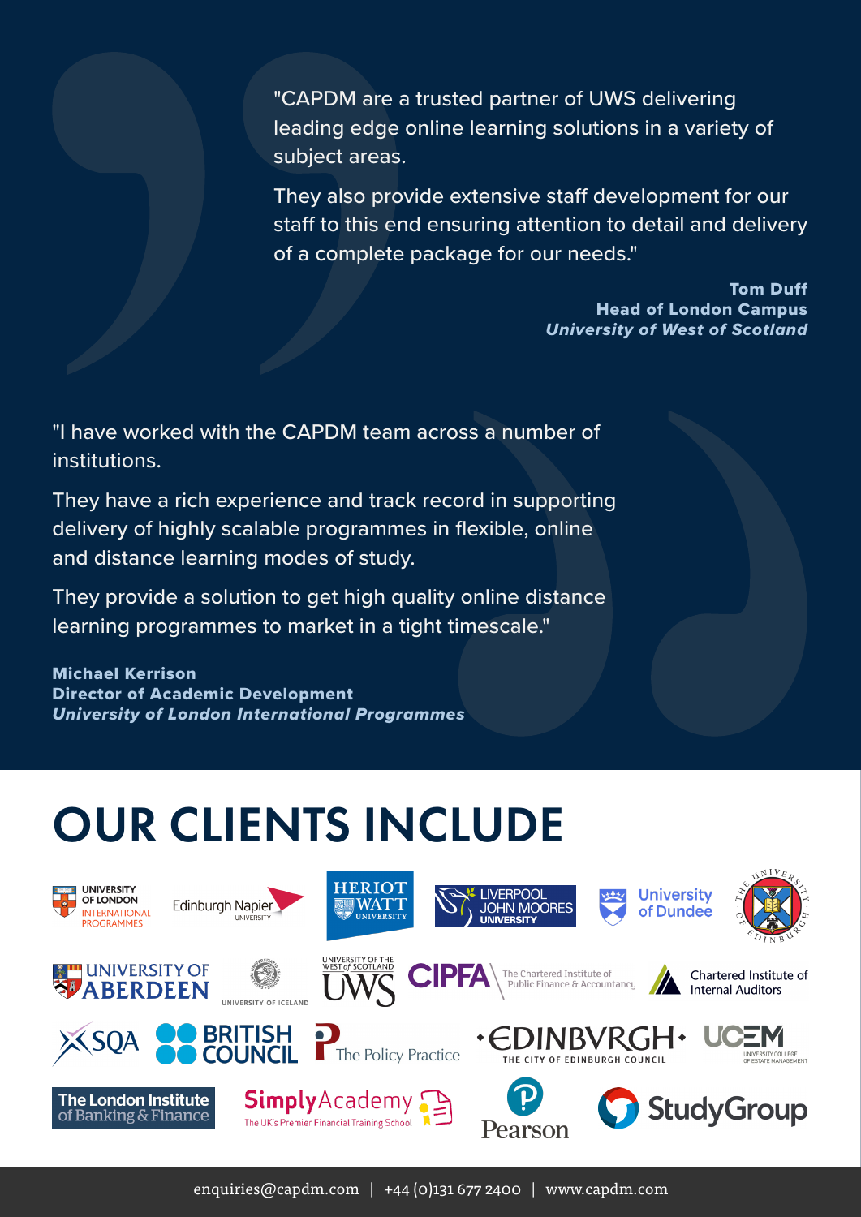"CAPDM are a trusted partner of UWS delivering leading edge online learning solutions in a variety of subject areas.

They also provide extensive staff development for our staff to this end ensuring attention to detail and delivery of a complete package for our needs."

**Tom Duff**
**Head of London Campus**
***University of West of Scotland***

"I have worked with the CAPDM team across a number of institutions.

They have a rich experience and track record in supporting delivery of highly scalable programmes in flexible, online and distance learning modes of study.

They provide a solution to get high quality online distance learning programmes to market in a tight timescale."

**Michael Kerrison**
**Director of Academic Development**
***University of London International Programmes***

# OUR CLIENTS INCLUDE

University of London International Programmes
Edinburgh Napier University
Heriot Watt University
Liverpool John Moores University
University of Dundee
The University of Edinburgh
University of Aberdeen
University of Iceland
University of the West of Scotland UWS
CIPFA The Chartered Institute of Public Finance & Accountancy
Chartered Institute of Internal Auditors
SQA
British Council
The Policy Practice
Edinburgh The City of Edinburgh Council
UCEM University College of Estate Management
The London Institute of Banking & Finance
SimplyAcademy The UK's Premier Financial Training School
Pearson
StudyGroup

enquiries@capdm.com | +44 (0)131 677 2400 | www.capdm.com